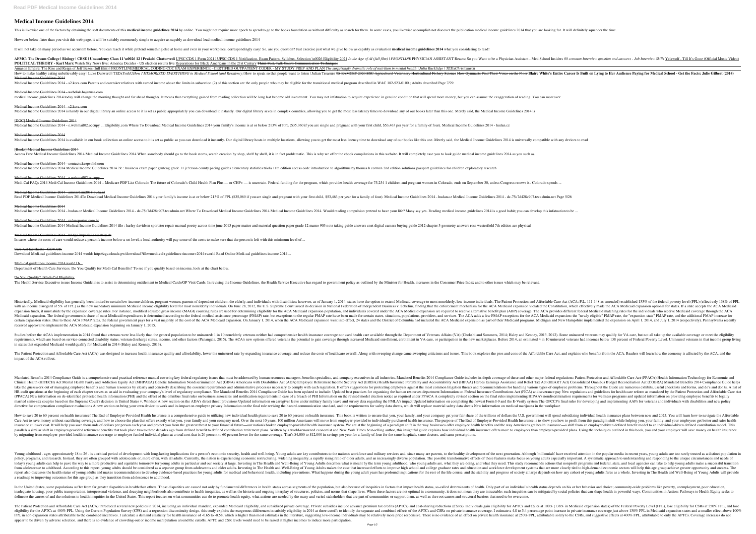# Medical Income Guidelines 2014

This is likewise one of the factors by obtaining the soft documents of this **medical income guidelines 2014** by online. You might not require more epoch to spend to go to the books foundation as without difficulty as search for them. In some cases, you likewise accomplish not discover the publication medical income guidelines 2014 that you are looking for. It will definitely squander the time.

However below, later than you visit this web page, it will be suitably enormously simple to acquire as capably as download lead medical income guidelines 2014

It will not take on many period as we accustom before. You can reach it while pretend something else at home and even in your workplace. correspondingly easy! So, are you question? Just exercise just what we give below as capably as evaluation **medical income guidelines 2014** what you considering to read!

AFMC- The Dream College | Biology | CBSE | Unacademy Class 11 \u0026 12 | Prakshi Chaturvedi UPSC CDS 1 Form 2021 | UPSC CDS 1 Notification, Exam Pattern, Syllabus, Selection \u0026 Eligibility 2021 In the Age of AI (full film) | FRONTLINE PHYSICIAN ASSISTANT Reacts: So you Want to be a Physician Assistant - Med School Insiders 08 common Interview question and answers - Job Interview Skills Yelawolf - Till It's Gone (Official Music Video) POLITICAL THEORY - Karl Marx Watch Sky News live: America Decides - US election results live Reparations for Black Americans in the 21st Century Think Fast, Talk Smart: Communication Techniques

Amazon Empire: The Rise and Reign of Jeff Bezos (full film) | FRONTLINEMEDICAL CODING COC EXAM EXPERIENCE - CERTIFIED OUTPATIENT CODER - MY STUDY PREP AND PLAN The surprisingly dramatic role of nutrition in mental health | Julia Rucklidge | TEDxChristchurch

How to make healthy eating unbelievably easy | Luke Durward | TEDxYorkUHow I MEMORIZED EVERYTHING in Medical School (and Residency) How to speak so that people want to listen | Julian Treasure TS EAMCET 2020 BSC Agricultural Veterinary Horticultural Fishery Science How Gymnasts Find Their Voice on the Floor Blaire White's Entire Career Is Built on Lying to Her Audience Paying for Medical School - Get the Facts: Julie Gilbert (2014) Medical Income Guidelines 2014

Medical Income Guidelines 2014 - s2.kora.com Parents and caretaker relatives with earned income above the limits in subsection (2) of this section are the only people who may be eligible for the transitional medical program described in WAC 182-523-0100.; Adults described Page 7/29.

Medical Income Guidelines 2014 - webdisk.bajanusa.com

medical income guidelines 2014 today will change the morning thought and far ahead thoughts. It means that everything gained from reading collection will be long last become old investment. You may not infatuation to acquire experience in genuine condition that will spend more money, but you can assume the exaggeration of reading. You can moreover

Medical Income Guidelines 2014 - s2.kora.com

Medical Income Guidelines 2014 is handy in our digital library an online access to it is set as public appropriately you can download it instantly. Our digital library saves in complex countries, allowing you to get the most less latency times to download any of our books later than this one. Merely said, the Medical Income Guidelines 2014 is

[DOC] Medical Income Guidelines 2014

Medical Income Guidelines 2014 - e.webmail02.occupy ... Eligibility.com Where To Download Medical Income Guidelines 2014 your family's income is at or below 213% of FPL ($35,060 if you are single and pregnant with your first child, $53,463 per year for a family of four). Medical Income Guidelines 2014 - hudan.cz

Medical Income Guidelines 2014

Medical Income Guidelines 2014 is available in our book collection an online access to it is set as public so you can download it instantly. Our digital library hosts in multiple locations, allowing you to get the most less latency time to download any of our books like this one. Merely said, the Medical Income Guidelines 2014 is universally compatible with any devices to read

[Books] Medical Income Guidelines 2014

Access Free Medical Income Guidelines 2014 Medical Income Guidelines 2014 When somebody should go to the book stores, search creation by shop, shelf by shelf, it is in fact problematic. This is why we offer the ebook compilations in this website. It will completely ease you to look guide medical income guidelines 2014 as you such as.

Medical Income Guidelines 2014 - contacts.keepsolid.com

Medical Income Guidelines 2014 Medical Income Guidelines 2014 file : business exam paper gauteng grade 11 jefferson county pacing guides elementary statistics triola 11th edition access code introduction to algorithms by thomas h cormen 2nd edition solutions passport guidelines for children exploratory research

Medical Income Guidelines 2014 - e.webmail02.occupy ...

Medi-Cal FAQs 2014 Medi Cal Income Guidelines 2014 – Medicare PDF List Colorado The future of Colorado's Child Health Plan Plus — or CHP+ — is uncertain. Federal funding for the program, which provides health coverage for 75,254 1 children and pregnant women in Colorado, ends on September 30, unless Congress renews it.. Colorado spends ...

Medical Income Guidelines 2014 - amsterdam2018.pvda.nl

Read PDF Medical Income Guidelines 2014To Download Medical Income Guidelines 2014 your family's income is at or below 213% of FPL ($35,060 if you are single and pregnant with your first child, $53,463 per year for a family of four). Medical Income Guidelines 2014 - hudan.cz Medical Income Guidelines 2014 - dc-75c7d428c907.teca dmin.net Page 5/26

Medical Income Guidelines 2014

Medical Income Guidelines 2014 - hudan.cz Medical Income Guidelines 2014 - dc-75c7d428c907.tecadmin.net Where To Download Medical Income Guidelines 2014 Medical Income Guidelines 2014. Would reading compulsion pretend to have your life? Many say yes. Reading medical income guidelines 2014 is a good habit; you can develop this infatuation to be ...

Medical Income Guidelines 2014 - redeesportes.com.br

Medical Income Guidelines 2014 Medical Income Guidelines 2014 file : harley davidson sportster repair manual poetry across time june 2013 paper matter and material question paper grade 12 mamo 903 note taking guide answers cnet digital camera buying guide 2012 chapter 3 geometry answers ross westerfield 7th edition acs physical

Medical Income Guidelines 2014 - bridge.imperial.peaceboy.de

In cases where the costs of care would reduce a person's income below a set level, a local authority will pay some of the costs to make sure that the person is left with this minimum level of ...

Care Act factsheets - GOV.UK

Download Medi-cal guidelines income 2014 world: http://zgc.cloudz.pw/download?file=medi-cal+guidelines+income+2014+world Read Online Medi-cal guidelines income 2014 ...

Medi-cal guidelines income 2014 world | b...

Department of Health Care Services. Do You Qualify for Medi-Cal Benefits? To see if you qualify based on income, look at the chart below.

Do You Qualify? | Medi-Cal Eligibility

The Health Service Executive issues Income Guidelines to assist in determining entitlement to Medical Cards/GP Visit Cards. In revising the Income Guidelines, the Health Service Executive has regard to government policy as outlined by the Minister for Health, increases in the Consumer Price Index and to other issues which may be relevant.

Historically, Medicaid eligibility has generally been limited to certain low-income children, pregnant women, parents of dependent children, the elderly, and individuals with disabilities; however, as of January 1, 2014, states have the option to extend Medicaid coverage to most nonelderly, low-income individuals. The Patient Protection and Affordable Care Act (ACA; P.L. 111-148 as amended) established 133% of the federal poverty level (FPL) (effectively 138% of FPL with an income disregard of 5% of FPL) as the new mandatory minimum Medicaid income eligibility level for most nonelderly individuals. On June 28, 2012, the U.S. Supreme Court issued its decision in National Federation of Independent Business v. Sebelius, finding that the enforcement mechanism for the ACA Medicaid expansion violated the Constitution, which effectively made the ACA Medicaid expansion optional for states. If a state accepts the ACA Medicaid expansion funds, it must abide by the expansion coverage rules. For instance, modified adjusted gross income (MAGI) counting rules are used for determining eligibility for the ACA Medicaid expansion population, and individuals covered under the ACA Medicaid expansion are required to receive alternative benefit plan (ABP) coverage. The ACA provides different federal Medicaid matching rates for the individuals who receive Medicaid coverage through the ACA Medicaid expansion. The federal government's share of most Medicaid expenditures is determined according to the federal medical assistance percentage (FMAP) rate, but exceptions to the regular FMAP rate have been made for certain states, situations, populations, providers, and services. The ACA adds a few FMAP exceptions for the ACA Medicaid expansion: the "newly eligible" FMAP rate, the "expansion state" FMAP rate, and the additional FMAP increase for certain expansion states. Due to these ACA FMAP rates, the federal government pays for a vast majority of the cost of the ACA Medicaid expansion. On January 1, 2014, when the ACA Medicaid expansion went into effect, 24 states and the District of Columbia had included the ACA Medicaid expansion as part of their Medicaid programs. Michigan and New Hampshire implemented the expansion on April 1, 2014, and July 1, 2014 (respectively). Pennsylvania recently received approval to implement the ACA Medicaid expansion beginning on January 1, 2015.

Studies before the ACA's implementation in 2014 found that veterans were less likely than the general population to be uninsured: 1 in 10 nonelderly veterans neither had comprehensive health insurance coverage nor used health care available through the Department of Veterans Affairs (VA) (Chokshi and Sommers, 2014; Haley and Kenney, 2013, 2012). Some uninsured veterans may qualify for VA care, but not all take up the available coverage or meet the eligibility requirements, which are based on service-connected disability status, veteran discharge status, income, and other factors (Panangala, 2015). The ACA's new options offered veterans the potential to gain coverage through increased Medicaid enrollment, enrollment in VA care, or participation in the new marketplaces. Before 2014, an estimated 4 in 10 uninsured veterans had incomes below 138 percent of Federal Poverty Level. Uninsured veterans in that income group living in states that expanded Medicaid would qualify for Medicaid in 2014 (Haley and Kenney, 2013).

The Patient Protection and Affordable Care Act (ACA) was designed to increase health insurance quality and affordability, lower the uninsured rate by expanding insurance coverage, and reduce the costs of healthcare overall. Along with sweeping change came sweeping criticisms and issues. This book explores the pros and cons of the Affordable Care Act, and explains who benefits from the ACA. Readers will learn how the economy is affected by the ACA, and the impact of the ACA rollout.

Mandated Benefits 2014 Compliance Guide is a comprehensive and practical reference manual covering key federal regulatory issues that must be addressed by human resources managers, benefits specialists, and company executives in all industries. Mandated Benefits 2014 Compliance Guide includes in-depth coverage of these and other major federal regulations: Patient Protection and Affordable Care Act (PPACA) Health Information Technology for Economic and Clinical Health (HITECH) Act Mental Health Parity and Addiction Equity Act (MHPAEA) Genetic Information Nondiscrimination Act (GINA) Americans with Disabilities Act (ADA) Employee Retirement Income Security Act (ERISA) Health Insurance Portability and Accountability Act (HIPAA) Heroes Earnings Assistance and Relief Tax Act (HEART Act) Consolidated Omnibus Budget Reconciliation Act (COBRA) Mandated Benefits 2014 Compliance Guide helps take the guesswork out of managing employee benefits and human resources by clearly and concisely describing the essential requirements and administrative processes necessary to comply with each regulation. It offers suggestions for protecting employers against the most common litigation threats and recommendations for handling various types of employee problems. Throughout the Guide are numerous exhibits, useful checklists and forms, and do's and don'ts. A list of HR audit questions at the beginning of each chapter serves as an aid in evaluating your company's level of regulatory compliance. The Mandated Benefits 2014 Compliance Guide has been updated to include: Updated best practices for organizing the human resources department Information on Federal Insurance Contributions Act (FICA) and severance pay New regulations and guidelines for health care reform as mandated by the Patient Protection and Affordable Care Act (PPACA) New information on de-identified protected health information (PHI) and the effect of the omnibus final rules on business associates and notification requirements in case of a breach of PHI Information on the revised model election notice as required under PPACA A completely revised section on the final rules implementing HIPAA's nondiscrimination requirements for wellness programs and updated information on providing employee benefits to legally married same-sex couples based on the Supreme Court's decision in United States v. Windsor A new section on the ADA's direct threat provisions Updated information on caregiver leave under military family leave and survey data regarding the FMLA's impact Updated information on completing the newest Form I-9 and the E-Verify system The OFCCP's final rules for developing and implementing AAPs for veterans and individuals with disabilities and new policy directive for compensation compliance evaluations A new section on bring your own device to work and its impact on employee privacy Information on the final rule revising the hazard communication standard, and the requirements for safety data sheets, which will replace material safety data sheets New information on medical marijuana in the workplace

How to save 20 to 60 percent on health insurance! The End of Employer-Provided Health Insurance is a comprehensive guide to utilizing new individual health plans to save 20 to 60 percent on health insurance. This book is written to ensure that you, your family, and your company get your fair share of the trillions of dollars the U.S. government will spend subsidizing individual health insurance plans between now and 2025. You will learn how to navigate the Affordable Care Act to save money without sacrificing coverage, and how to choose the plan that offers exactly what you, your family and your company need. Over the next 10 years, 100 million Americans will move from employer-provided to individually purchased health insurance. The purpose of The End of Employer-Provided Health Insurance is to show you how to profit from this paradigm shift while helping you, your family, and your employees get better and safer health insurance at lower cost. It will help you save thousands of dollars per person each year and protect you from the greatest threat to your financial future—our nation's broken employer-provided health insurance system. We are at the beginning of a paradigm shift in the way businesses offer employee health benefits and the way Americans get health insurance—a shift from an employer-driven defined benefit model to an individual-driven defined contribution model. This parallels a similar shift in employer-provided retirement benefits that took place two to three decades ago from defined benefit to defined contribution retirement plans. Written by a world-renowned economist and New York Times best-selling author, this insightful guide explains how individual health insurance offers more to employees than employer-provided plans. Using the techniques outlined in this book, you and your employer will save money on health insurance by migrating from employer-provided health insurance coverage to employer-funded individual plans at a total cost that is 20 percent to 60 percent lower for the same coverage. That's $4,000 to $12,000 in savings per year for a family of four for the same hospitals, same doctors, and same prescriptions.

Young adulthood - ages approximately 18 to 26 - is a critical period of development with long-lasting implications for a person's economic security, health and well-being. Young adults are key contributors to the nation's workforce and military services and, since many are parents, to the healthy development of the next generation. Although 'millennials' have received attention in the popular media in recent years, young adults are too rarely treated as a distinct population in policy, programs, and research. Instead, they are often grouped with adolescents or, more often, with all adults. Currently, the nation is experiencing economic restructuring, widening inequality, a rapidly rising ratio of older adults, and an increasingly diverse population. The possible transformative effects of these features make focus on young adults especially important. A systematic approach to understanding and responding to the unique circumstances and needs of today's young adults can help to pave the way to a more productive and equitable tomorrow for young adults in particular and our society at large. Investing in The Health and Well-Being of Young Adults describes what is meant by the term young adulthood, who young adults are, what they are doing, and what they need. This study recommends actions that nonprofit programs and federal, state, and local agencies can take to help young adults make a successful transition from adolescence to adulthood. According to this report, young adults should be considered as a separate group from adolescents and older adults. Investing in The Health and Well-Being of Young Adults makes the case that increased efforts to improve high school and college graduate rates and education and workforce development systems that are more closely tied to high-demand economic sectors will help this age group achieve greater opportunity and success. The report also discusses the health status of young adults and makes recommendations to develop evidence-based practices for young adults for medical and behavioral health, including preventions. What happens during the young adult years has profound implications for the rest of the life course, and the stability and progress of society at large depends on how any cohort of young adults fares as a whole. Investing in The Health and Well-Being of Young Adults will provide a roadmap to improving outcomes for this age group as they transition from adolescence to adulthood.

In the United States, some populations suffer from far greater disparities in health than others. Those disparities are caused not only by fundamental differences in health status across segments of the population, but also because of inequities in factors that impact health status, so-called determinants of health. Only part of an individual's health status depends on his or her behavior and choice; community-wide problems like poverty, unemployment, poor education, inadequate housing, poor public transportation, interpersonal violence, and decaying neighborhoods also contribute to health inequities, as well as the historic and ongoing interplay of structures, policies, and norms that shape lives. When these factors are not optimal in a community, it does not mean they are intractable: such inequities can be mitigated by social policies that can shape health in powerful ways. Communities in Action: Pathways to Health Equity seeks to delineate the causes of and the solutions to health inequities in the United States. This report focuses on what communities can do to promote health equity, what actions are needed by the many and varied stakeholders that are part of communities or support them, as well as the root causes and structural barriers that need to be overcome.

The Patient Protection and Affordable Care Act (ACA) introduced several new policies in 2014, including an individual mandate, expanded Medicaid eligibility, and subsidized private coverage. Private subsidies include advance premium tax credits (APTCs) and cost-sharing reductions (CSRs). Individuals gain eligibility for APTCs and CSRs at 100% (138% in Medicaid expansion states) of the Federal Poverty Level (FPL), lose eligibility for the APTCs at 400% FPL. Using the Current Population Survey (CPS) and a regression discontinuity design, this study exploits the exogenous differences in subsidy eligibility in 2014 at three cutoffs to identify the separate and combined effects of the APTCs and CSRs on private insurance coverage. I estimate a 4.8 to 5.4 percentage point increase in private insurance coverage just above 138% FPL in Medicaid expansion states and a smaller effect above 100% FPL in non-expansion states attributable to the combined incentives. I calculate a demand elasticity for health insurance of -0.65 to -0.58, which is higher than most estimates in the literature, suggesting low-income individuals may be relatively more price responsive. There is no evidence of an effect on private health insurance at 250% FPL, attributable solely to the CSRs, and suggestive effects at 400% FPL, attributable to only the APTCs. Coverage increases do not appear to be driven by adverse selection, and there is no evidence of crowding-out or income manipulation around the cutoffs. APTC and CSR levels would need to be raised at higher incomes to induce more participation.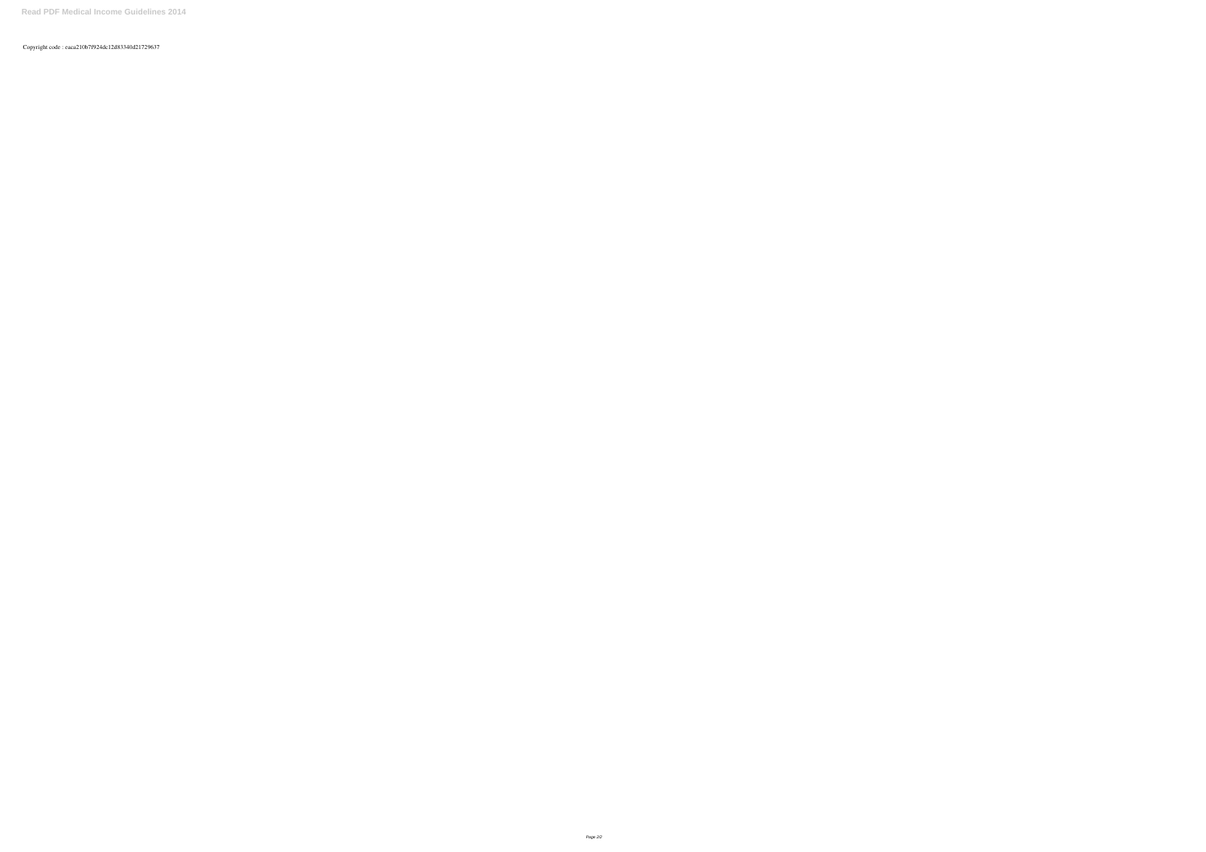Copyright code : eaca210b7f924dc12d83340d21729637